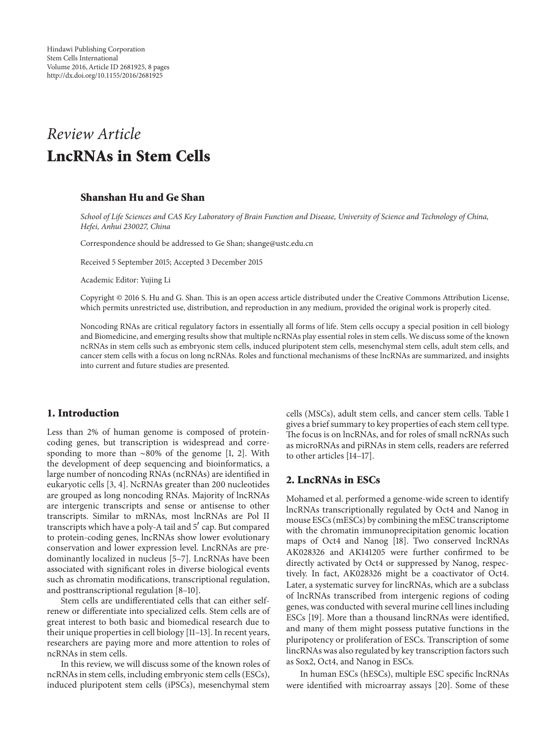*Review Article*

# LncRNAs in Stem Cells

**Shanshan Hu and Ge Shan**

*School of Life Sciences and CAS Key Laboratory of Brain Function and Disease, University of Science and Technology of China, Hefei, Anhui 230027, China*

Correspondence should be addressed to Ge Shan; shange@ustc.edu.cn

Received 5 September 2015; Accepted 3 December 2015

Academic Editor: Yujing Li

Copyright © 2016 S. Hu and G. Shan. This is an open access article distributed under the Creative Commons Attribution License, which permits unrestricted use, distribution, and reproduction in any medium, provided the original work is properly cited.

Noncoding RNAs are critical regulatory factors in essentially all forms of life. Stem cells occupy a special position in cell biology and Biomedicine, and emerging results show that multiple ncRNAs play essential roles in stem cells. We discuss some of the known ncRNAs in stem cells such as embryonic stem cells, induced pluripotent stem cells, mesenchymal stem cells, adult stem cells, and cancer stem cells with a focus on long ncRNAs. Roles and functional mechanisms of these lncRNAs are summarized, and insights into current and future studies are presented.

## 1. Introduction

Less than 2% of human genome is composed of protein-coding genes, but transcription is widespread and corresponding to more than ~80% of the genome [1, 2]. With the development of deep sequencing and bioinformatics, a large number of noncoding RNAs (ncRNAs) are identified in eukaryotic cells [3, 4]. NcRNAs greater than 200 nucleotides are grouped as long noncoding RNAs. Majority of lncRNAs are intergenic transcripts and sense or antisense to other transcripts. Similar to mRNAs, most lncRNAs are Pol II transcripts which have a poly-A tail and 5′ cap. But compared to protein-coding genes, lncRNAs show lower evolutionary conservation and lower expression level. LncRNAs are predominantly localized in nucleus [5–7]. LncRNAs have been associated with significant roles in diverse biological events such as chromatin modifications, transcriptional regulation, and posttranscriptional regulation [8–10].

Stem cells are undifferentiated cells that can either self-renew or differentiate into specialized cells. Stem cells are of great interest to both basic and biomedical research due to their unique properties in cell biology [11–13]. In recent years, researchers are paying more and more attention to roles of ncRNAs in stem cells.

In this review, we will discuss some of the known roles of ncRNAs in stem cells, including embryonic stem cells (ESCs), induced pluripotent stem cells (iPSCs), mesenchymal stem cells (MSCs), adult stem cells, and cancer stem cells. Table 1 gives a brief summary to key properties of each stem cell type. The focus is on lncRNAs, and for roles of small ncRNAs such as microRNAs and piRNAs in stem cells, readers are referred to other articles [14–17].

## 2. LncRNAs in ESCs

Mohamed et al. performed a genome-wide screen to identify lncRNAs transcriptionally regulated by Oct4 and Nanog in mouse ESCs (mESCs) by combining the mESC transcriptome with the chromatin immunoprecipitation genomic location maps of Oct4 and Nanog [18]. Two conserved lncRNAs AK028326 and AK141205 were further confirmed to be directly activated by Oct4 or suppressed by Nanog, respectively. In fact, AK028326 might be a coactivator of Oct4. Later, a systematic survey for lincRNAs, which are a subclass of lncRNAs transcribed from intergenic regions of coding genes, was conducted with several murine cell lines including ESCs [19]. More than a thousand lincRNAs were identified, and many of them might possess putative functions in the pluripotency or proliferation of ESCs. Transcription of some lincRNAs was also regulated by key transcription factors such as Sox2, Oct4, and Nanog in ESCs.

In human ESCs (hESCs), multiple ESC specific lncRNAs were identified with microarray assays [20]. Some of these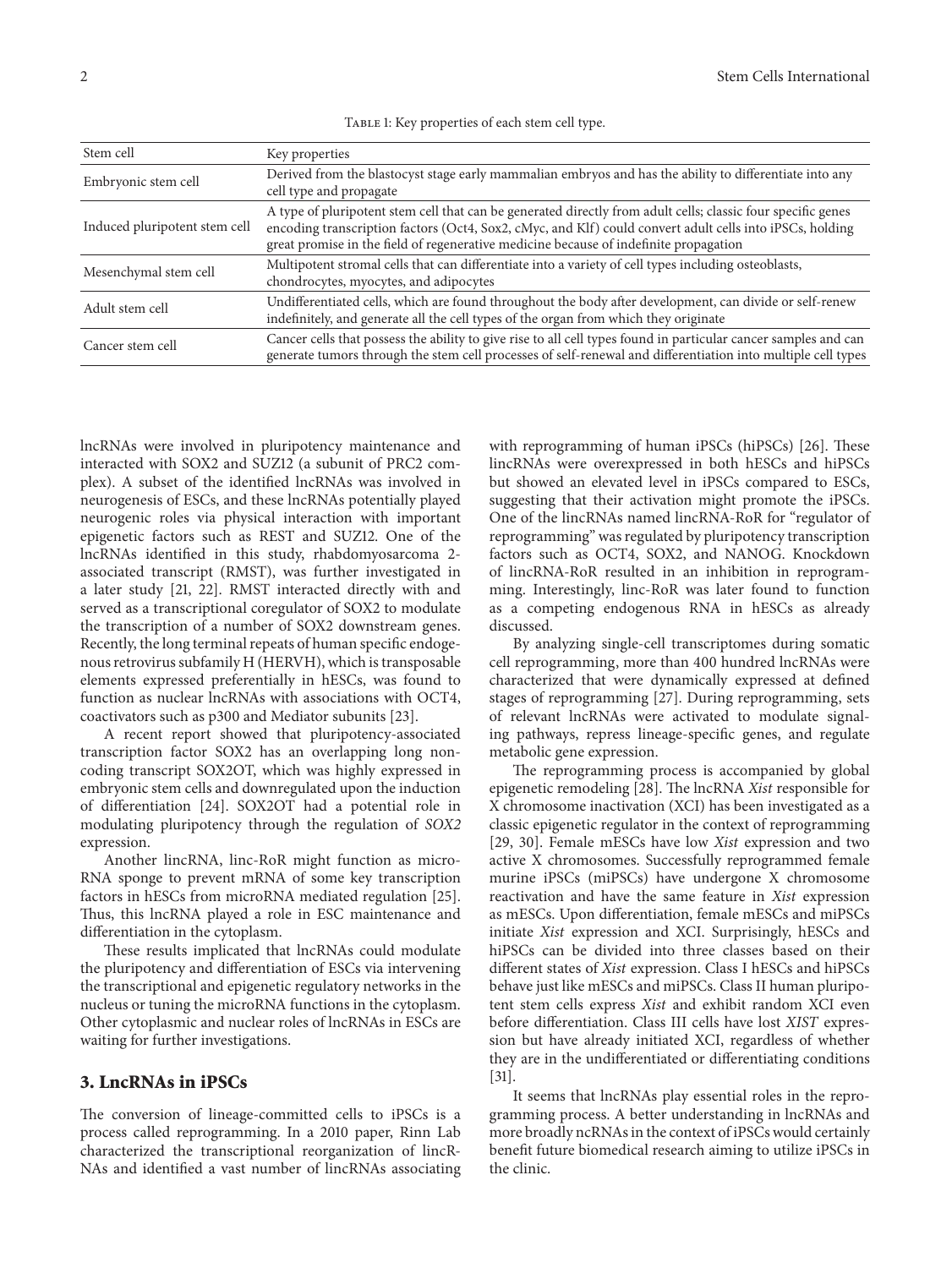Table 1: Key properties of each stem cell type.

| Stem cell | Key properties |
|---|---|
| Embryonic stem cell | Derived from the blastocyst stage early mammalian embryos and has the ability to differentiate into any cell type and propagate |
| Induced pluripotent stem cell | A type of pluripotent stem cell that can be generated directly from adult cells; classic four specific genes encoding transcription factors (Oct4, Sox2, cMyc, and Klf) could convert adult cells into iPSCs, holding great promise in the field of regenerative medicine because of indefinite propagation |
| Mesenchymal stem cell | Multipotent stromal cells that can differentiate into a variety of cell types including osteoblasts, chondrocytes, myocytes, and adipocytes |
| Adult stem cell | Undifferentiated cells, which are found throughout the body after development, can divide or self-renew indefinitely, and generate all the cell types of the organ from which they originate |
| Cancer stem cell | Cancer cells that possess the ability to give rise to all cell types found in particular cancer samples and can generate tumors through the stem cell processes of self-renewal and differentiation into multiple cell types |

lncRNAs were involved in pluripotency maintenance and interacted with SOX2 and SUZ12 (a subunit of PRC2 complex). A subset of the identified lncRNAs was involved in neurogenesis of ESCs, and these lncRNAs potentially played neurogenic roles via physical interaction with important epigenetic factors such as REST and SUZ12. One of the lncRNAs identified in this study, rhabdomyosarcoma 2-associated transcript (RMST), was further investigated in a later study [21, 22]. RMST interacted directly with and served as a transcriptional coregulator of SOX2 to modulate the transcription of a number of SOX2 downstream genes. Recently, the long terminal repeats of human specific endogenous retrovirus subfamily H (HERVH), which is transposable elements expressed preferentially in hESCs, was found to function as nuclear lncRNAs with associations with OCT4, coactivators such as p300 and Mediator subunits [23].

A recent report showed that pluripotency-associated transcription factor SOX2 has an overlapping long noncoding transcript SOX2OT, which was highly expressed in embryonic stem cells and downregulated upon the induction of differentiation [24]. SOX2OT had a potential role in modulating pluripotency through the regulation of *SOX2* expression.

Another lincRNA, linc-RoR might function as microRNA sponge to prevent mRNA of some key transcription factors in hESCs from microRNA mediated regulation [25]. Thus, this lncRNA played a role in ESC maintenance and differentiation in the cytoplasm.

These results implicated that lncRNAs could modulate the pluripotency and differentiation of ESCs via intervening the transcriptional and epigenetic regulatory networks in the nucleus or tuning the microRNA functions in the cytoplasm. Other cytoplasmic and nuclear roles of lncRNAs in ESCs are waiting for further investigations.

## 3. LncRNAs in iPSCs

The conversion of lineage-committed cells to iPSCs is a process called reprogramming. In a 2010 paper, Rinn Lab characterized the transcriptional reorganization of lincRNAs and identified a vast number of lincRNAs associating with reprogramming of human iPSCs (hiPSCs) [26]. These lincRNAs were overexpressed in both hESCs and hiPSCs but showed an elevated level in iPSCs compared to ESCs, suggesting that their activation might promote the iPSCs. One of the lincRNAs named lincRNA-RoR for "regulator of reprogramming" was regulated by pluripotency transcription factors such as OCT4, SOX2, and NANOG. Knockdown of lincRNA-RoR resulted in an inhibition in reprogramming. Interestingly, linc-RoR was later found to function as a competing endogenous RNA in hESCs as already discussed.

By analyzing single-cell transcriptomes during somatic cell reprogramming, more than 400 hundred lncRNAs were characterized that were dynamically expressed at defined stages of reprogramming [27]. During reprogramming, sets of relevant lncRNAs were activated to modulate signaling pathways, repress lineage-specific genes, and regulate metabolic gene expression.

The reprogramming process is accompanied by global epigenetic remodeling [28]. The lncRNA *Xist* responsible for X chromosome inactivation (XCI) has been investigated as a classic epigenetic regulator in the context of reprogramming [29, 30]. Female mESCs have low *Xist* expression and two active X chromosomes. Successfully reprogrammed female murine iPSCs (miPSCs) have undergone X chromosome reactivation and have the same feature in *Xist* expression as mESCs. Upon differentiation, female mESCs and miPSCs initiate *Xist* expression and XCI. Surprisingly, hESCs and hiPSCs can be divided into three classes based on their different states of *Xist* expression. Class I hESCs and hiPSCs behave just like mESCs and miPSCs. Class II human pluripotent stem cells express *Xist* and exhibit random XCI even before differentiation. Class III cells have lost *XIST* expression but have already initiated XCI, regardless of whether they are in the undifferentiated or differentiating conditions [31].

It seems that lncRNAs play essential roles in the reprogramming process. A better understanding in lncRNAs and more broadly ncRNAs in the context of iPSCs would certainly benefit future biomedical research aiming to utilize iPSCs in the clinic.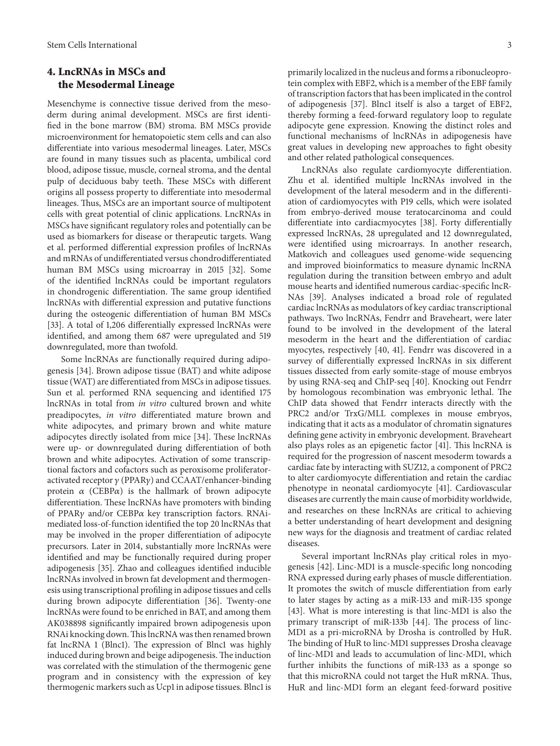## 4. LncRNAs in MSCs and the Mesodermal Lineage

Mesenchyme is connective tissue derived from the mesoderm during animal development. MSCs are first identified in the bone marrow (BM) stroma. BM MSCs provide microenvironment for hematopoietic stem cells and can also differentiate into various mesodermal lineages. Later, MSCs are found in many tissues such as placenta, umbilical cord blood, adipose tissue, muscle, corneal stroma, and the dental pulp of deciduous baby teeth. These MSCs with different origins all possess property to differentiate into mesodermal lineages. Thus, MSCs are an important source of multipotent cells with great potential of clinic applications. LncRNAs in MSCs have significant regulatory roles and potentially can be used as biomarkers for disease or therapeutic targets. Wang et al. performed differential expression profiles of lncRNAs and mRNAs of undifferentiated versus chondrodifferentiated human BM MSCs using microarray in 2015 [32]. Some of the identified lncRNAs could be important regulators in chondrogenic differentiation. The same group identified lncRNAs with differential expression and putative functions during the osteogenic differentiation of human BM MSCs [33]. A total of 1,206 differentially expressed lncRNAs were identified, and among them 687 were upregulated and 519 downregulated, more than twofold.

Some lncRNAs are functionally required during adipogenesis [34]. Brown adipose tissue (BAT) and white adipose tissue (WAT) are differentiated from MSCs in adipose tissues. Sun et al. performed RNA sequencing and identified 175 lncRNAs in total from *in vitro* cultured brown and white preadipocytes, *in vitro* differentiated mature brown and white adipocytes, and primary brown and white mature adipocytes directly isolated from mice [34]. These lncRNAs were up- or downregulated during differentiation of both brown and white adipocytes. Activation of some transcriptional factors and cofactors such as peroxisome proliferator-activated receptor $\gamma$ (PPAR$\gamma$) and CCAAT/enhancer-binding protein $\alpha$ (CEBP$\alpha$) is the hallmark of brown adipocyte differentiation. These lncRNAs have promoters with binding of PPAR$\gamma$ and/or CEBP$\alpha$ key transcription factors. RNAi-mediated loss-of-function identified the top 20 lncRNAs that may be involved in the proper differentiation of adipocyte precursors. Later in 2014, substantially more lncRNAs were identified and may be functionally required during proper adipogenesis [35]. Zhao and colleagues identified inducible lncRNAs involved in brown fat development and thermogenesis using transcriptional profiling in adipose tissues and cells during brown adipocyte differentiation [36]. Twenty-one lncRNAs were found to be enriched in BAT, and among them AK038898 significantly impaired brown adipogenesis upon RNAi knocking down. This lncRNA was then renamed brown fat lncRNA 1 (Blnc1). The expression of Blnc1 was highly induced during brown and beige adipogenesis. The induction was correlated with the stimulation of the thermogenic gene program and in consistency with the expression of key thermogenic markers such as Ucp1 in adipose tissues. Blnc1 is primarily localized in the nucleus and forms a ribonucleoprotein complex with EBF2, which is a member of the EBF family of transcription factors that has been implicated in the control of adipogenesis [37]. Blnc1 itself is also a target of EBF2, thereby forming a feed-forward regulatory loop to regulate adipocyte gene expression. Knowing the distinct roles and functional mechanisms of lncRNAs in adipogenesis have great values in developing new approaches to fight obesity and other related pathological consequences.

LncRNAs also regulate cardiomyocyte differentiation. Zhu et al. identified multiple lncRNAs involved in the development of the lateral mesoderm and in the differentiation of cardiomyocytes with P19 cells, which were isolated from embryo-derived mouse teratocarcinoma and could differentiate into cardiacmyocytes [38]. Forty differentially expressed lncRNAs, 28 upregulated and 12 downregulated, were identified using microarrays. In another research, Matkovich and colleagues used genome-wide sequencing and improved bioinformatics to measure dynamic lncRNA regulation during the transition between embryo and adult mouse hearts and identified numerous cardiac-specific lncRNAs [39]. Analyses indicated a broad role of regulated cardiac lncRNAs as modulators of key cardiac transcriptional pathways. Two lncRNAs, Fendrr and Braveheart, were later found to be involved in the development of the lateral mesoderm in the heart and the differentiation of cardiac myocytes, respectively [40, 41]. Fendrr was discovered in a survey of differentially expressed lncRNAs in six different tissues dissected from early somite-stage of mouse embryos by using RNA-seq and ChIP-seq [40]. Knocking out Fendrr by homologous recombination was embryonic lethal. The ChIP data showed that Fendrr interacts directly with the PRC2 and/or TrxG/MLL complexes in mouse embryos, indicating that it acts as a modulator of chromatin signatures defining gene activity in embryonic development. Braveheart also plays roles as an epigenetic factor [41]. This lncRNA is required for the progression of nascent mesoderm towards a cardiac fate by interacting with SUZ12, a component of PRC2 to alter cardiomyocyte differentiation and retain the cardiac phenotype in neonatal cardiomyocyte [41]. Cardiovascular diseases are currently the main cause of morbidity worldwide, and researches on these lncRNAs are critical to achieving a better understanding of heart development and designing new ways for the diagnosis and treatment of cardiac related diseases.

Several important lncRNAs play critical roles in myogenesis [42]. Linc-MD1 is a muscle-specific long noncoding RNA expressed during early phases of muscle differentiation. It promotes the switch of muscle differentiation from early to later stages by acting as a miR-133 and miR-135 sponge [43]. What is more interesting is that linc-MD1 is also the primary transcript of miR-133b [44]. The process of linc-MD1 as a pri-microRNA by Drosha is controlled by HuR. The binding of HuR to linc-MD1 suppresses Drosha cleavage of linc-MD1 and leads to accumulation of linc-MD1, which further inhibits the functions of miR-133 as a sponge so that this microRNA could not target the HuR mRNA. Thus, HuR and linc-MD1 form an elegant feed-forward positive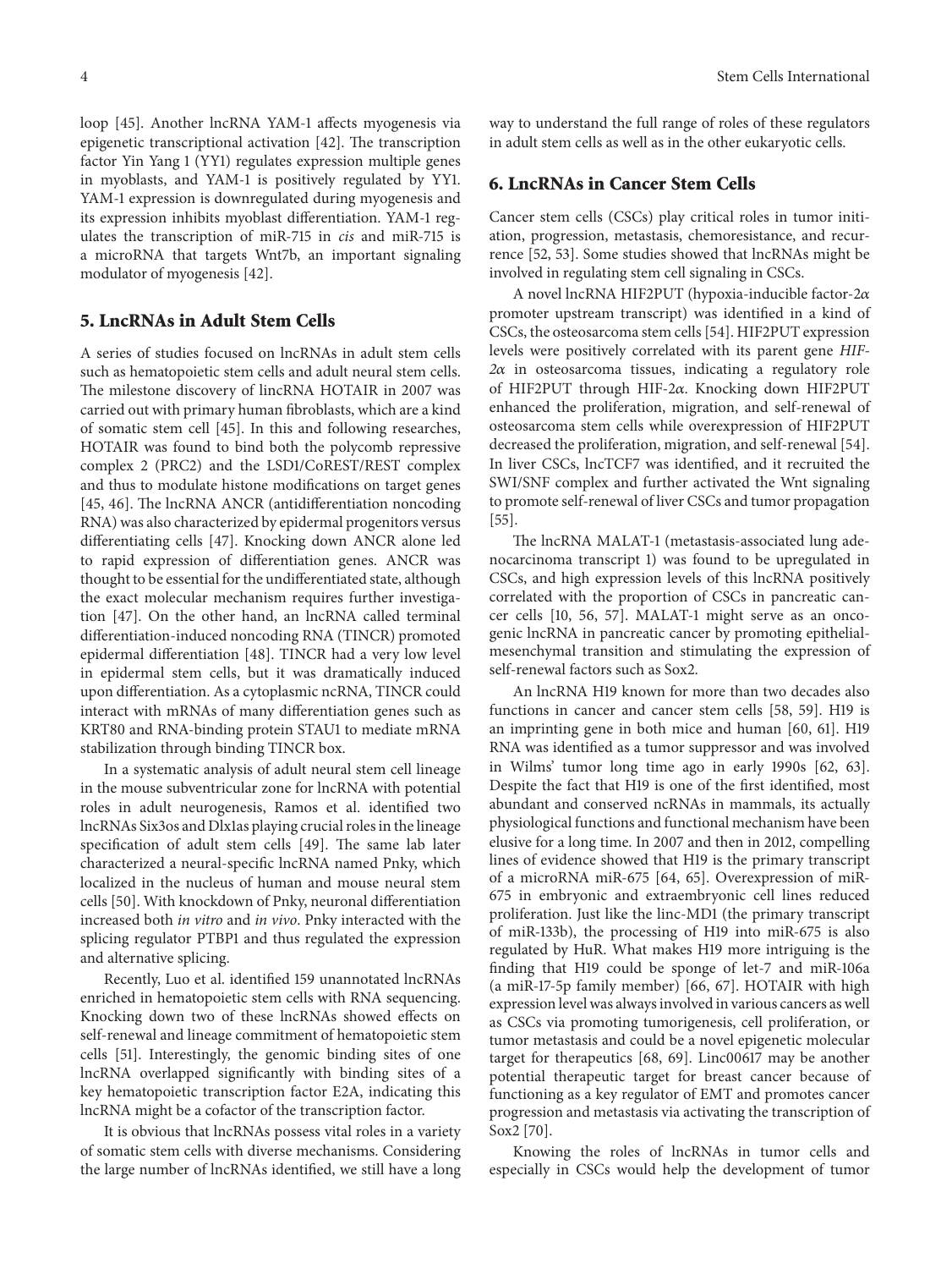loop [45]. Another lncRNA YAM-1 affects myogenesis via epigenetic transcriptional activation [42]. The transcription factor Yin Yang 1 (YY1) regulates expression multiple genes in myoblasts, and YAM-1 is positively regulated by YY1. YAM-1 expression is downregulated during myogenesis and its expression inhibits myoblast differentiation. YAM-1 regulates the transcription of miR-715 in *cis* and miR-715 is a microRNA that targets Wnt7b, an important signaling modulator of myogenesis [42].

## 5. LncRNAs in Adult Stem Cells

A series of studies focused on lncRNAs in adult stem cells such as hematopoietic stem cells and adult neural stem cells. The milestone discovery of lincRNA HOTAIR in 2007 was carried out with primary human fibroblasts, which are a kind of somatic stem cell [45]. In this and following researches, HOTAIR was found to bind both the polycomb repressive complex 2 (PRC2) and the LSD1/CoREST/REST complex and thus to modulate histone modifications on target genes [45, 46]. The lncRNA ANCR (antidifferentiation noncoding RNA) was also characterized by epidermal progenitors versus differentiating cells [47]. Knocking down ANCR alone led to rapid expression of differentiation genes. ANCR was thought to be essential for the undifferentiated state, although the exact molecular mechanism requires further investigation [47]. On the other hand, an lncRNA called terminal differentiation-induced noncoding RNA (TINCR) promoted epidermal differentiation [48]. TINCR had a very low level in epidermal stem cells, but it was dramatically induced upon differentiation. As a cytoplasmic ncRNA, TINCR could interact with mRNAs of many differentiation genes such as KRT80 and RNA-binding protein STAU1 to mediate mRNA stabilization through binding TINCR box.

In a systematic analysis of adult neural stem cell lineage in the mouse subventricular zone for lncRNA with potential roles in adult neurogenesis, Ramos et al. identified two lncRNAs Six3os and Dlx1as playing crucial roles in the lineage specification of adult stem cells [49]. The same lab later characterized a neural-specific lncRNA named Pnky, which localized in the nucleus of human and mouse neural stem cells [50]. With knockdown of Pnky, neuronal differentiation increased both *in vitro* and *in vivo*. Pnky interacted with the splicing regulator PTBP1 and thus regulated the expression and alternative splicing.

Recently, Luo et al. identified 159 unannotated lncRNAs enriched in hematopoietic stem cells with RNA sequencing. Knocking down two of these lncRNAs showed effects on self-renewal and lineage commitment of hematopoietic stem cells [51]. Interestingly, the genomic binding sites of one lncRNA overlapped significantly with binding sites of a key hematopoietic transcription factor E2A, indicating this lncRNA might be a cofactor of the transcription factor.

It is obvious that lncRNAs possess vital roles in a variety of somatic stem cells with diverse mechanisms. Considering the large number of lncRNAs identified, we still have a long way to understand the full range of roles of these regulators in adult stem cells as well as in the other eukaryotic cells.

## 6. LncRNAs in Cancer Stem Cells

Cancer stem cells (CSCs) play critical roles in tumor initiation, progression, metastasis, chemoresistance, and recurrence [52, 53]. Some studies showed that lncRNAs might be involved in regulating stem cell signaling in CSCs.

A novel lncRNA HIF2PUT (hypoxia-inducible factor-2$\alpha$ promoter upstream transcript) was identified in a kind of CSCs, the osteosarcoma stem cells [54]. HIF2PUT expression levels were positively correlated with its parent gene *HIF-2$\alpha$* in osteosarcoma tissues, indicating a regulatory role of HIF2PUT through HIF-2$\alpha$. Knocking down HIF2PUT enhanced the proliferation, migration, and self-renewal of osteosarcoma stem cells while overexpression of HIF2PUT decreased the proliferation, migration, and self-renewal [54]. In liver CSCs, lncTCF7 was identified, and it recruited the SWI/SNF complex and further activated the Wnt signaling to promote self-renewal of liver CSCs and tumor propagation [55].

The lncRNA MALAT-1 (metastasis-associated lung adenocarcinoma transcript 1) was found to be upregulated in CSCs, and high expression levels of this lncRNA positively correlated with the proportion of CSCs in pancreatic cancer cells [10, 56, 57]. MALAT-1 might serve as an oncogenic lncRNA in pancreatic cancer by promoting epithelial-mesenchymal transition and stimulating the expression of self-renewal factors such as Sox2.

An lncRNA H19 known for more than two decades also functions in cancer and cancer stem cells [58, 59]. H19 is an imprinting gene in both mice and human [60, 61]. H19 RNA was identified as a tumor suppressor and was involved in Wilms' tumor long time ago in early 1990s [62, 63]. Despite the fact that H19 is one of the first identified, most abundant and conserved ncRNAs in mammals, its actually physiological functions and functional mechanism have been elusive for a long time. In 2007 and then in 2012, compelling lines of evidence showed that H19 is the primary transcript of a microRNA miR-675 [64, 65]. Overexpression of miR-675 in embryonic and extraembryonic cell lines reduced proliferation. Just like the linc-MD1 (the primary transcript of miR-133b), the processing of H19 into miR-675 is also regulated by HuR. What makes H19 more intriguing is the finding that H19 could be sponge of let-7 and miR-106a (a miR-17-5p family member) [66, 67]. HOTAIR with high expression level was always involved in various cancers as well as CSCs via promoting tumorigenesis, cell proliferation, or tumor metastasis and could be a novel epigenetic molecular target for therapeutics [68, 69]. Linc00617 may be another potential therapeutic target for breast cancer because of functioning as a key regulator of EMT and promotes cancer progression and metastasis via activating the transcription of Sox2 [70].

Knowing the roles of lncRNAs in tumor cells and especially in CSCs would help the development of tumor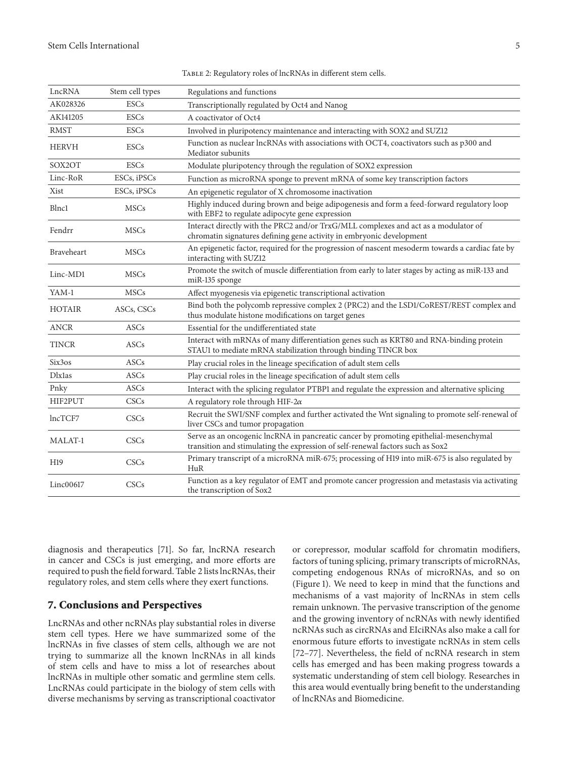Table 2: Regulatory roles of lncRNAs in different stem cells.

| LncRNA | Stem cell types | Regulations and functions |
|---|---|---|
| AK028326 | ESCs | Transcriptionally regulated by Oct4 and Nanog |
| AK141205 | ESCs | A coactivator of Oct4 |
| RMST | ESCs | Involved in pluripotency maintenance and interacting with SOX2 and SUZ12 |
| HERVH | ESCs | Function as nuclear lncRNAs with associations with OCT4, coactivators such as p300 and Mediator subunits |
| SOX2OT | ESCs | Modulate pluripotency through the regulation of SOX2 expression |
| Linc-RoR | ESCs, iPSCs | Function as microRNA sponge to prevent mRNA of some key transcription factors |
| Xist | ESCs, iPSCs | An epigenetic regulator of X chromosome inactivation |
| Blnc1 | MSCs | Highly induced during brown and beige adipogenesis and form a feed-forward regulatory loop with EBF2 to regulate adipocyte gene expression |
| Fendrr | MSCs | Interact directly with the PRC2 and/or TrxG/MLL complexes and act as a modulator of chromatin signatures defining gene activity in embryonic development |
| Braveheart | MSCs | An epigenetic factor, required for the progression of nascent mesoderm towards a cardiac fate by interacting with SUZ12 |
| Linc-MD1 | MSCs | Promote the switch of muscle differentiation from early to later stages by acting as miR-133 and miR-135 sponge |
| YAM-1 | MSCs | Affect myogenesis via epigenetic transcriptional activation |
| HOTAIR | ASCs, CSCs | Bind both the polycomb repressive complex 2 (PRC2) and the LSD1/CoREST/REST complex and thus modulate histone modifications on target genes |
| ANCR | ASCs | Essential for the undifferentiated state |
| TINCR | ASCs | Interact with mRNAs of many differentiation genes such as KRT80 and RNA-binding protein STAU1 to mediate mRNA stabilization through binding TINCR box |
| Six3os | ASCs | Play crucial roles in the lineage specification of adult stem cells |
| Dlx1as | ASCs | Play crucial roles in the lineage specification of adult stem cells |
| Pnky | ASCs | Interact with the splicing regulator PTBP1 and regulate the expression and alternative splicing |
| HIF2PUT | CSCs | A regulatory role through HIF-2$\alpha$ |
| lncTCF7 | CSCs | Recruit the SWI/SNF complex and further activated the Wnt signaling to promote self-renewal of liver CSCs and tumor propagation |
| MALAT-1 | CSCs | Serve as an oncogenic lncRNA in pancreatic cancer by promoting epithelial-mesenchymal transition and stimulating the expression of self-renewal factors such as Sox2 |
| H19 | CSCs | Primary transcript of a microRNA miR-675; processing of H19 into miR-675 is also regulated by HuR |
| Linc00617 | CSCs | Function as a key regulator of EMT and promote cancer progression and metastasis via activating the transcription of Sox2 |

diagnosis and therapeutics [71]. So far, lncRNA research in cancer and CSCs is just emerging, and more efforts are required to push the field forward. Table 2 lists lncRNAs, their regulatory roles, and stem cells where they exert functions.

## 7. Conclusions and Perspectives

LncRNAs and other ncRNAs play substantial roles in diverse stem cell types. Here we have summarized some of the lncRNAs in five classes of stem cells, although we are not trying to summarize all the known lncRNAs in all kinds of stem cells and have to miss a lot of researches about lncRNAs in multiple other somatic and germline stem cells. LncRNAs could participate in the biology of stem cells with diverse mechanisms by serving as transcriptional coactivator or corepressor, modular scaffold for chromatin modifiers, factors of tuning splicing, primary transcripts of microRNAs, competing endogenous RNAs of microRNAs, and so on (Figure 1). We need to keep in mind that the functions and mechanisms of a vast majority of lncRNAs in stem cells remain unknown. The pervasive transcription of the genome and the growing inventory of ncRNAs with newly identified ncRNAs such as circRNAs and EIciRNAs also make a call for enormous future efforts to investigate ncRNAs in stem cells [72–77]. Nevertheless, the field of ncRNA research in stem cells has emerged and has been making progress towards a systematic understanding of stem cell biology. Researches in this area would eventually bring benefit to the understanding of lncRNAs and Biomedicine.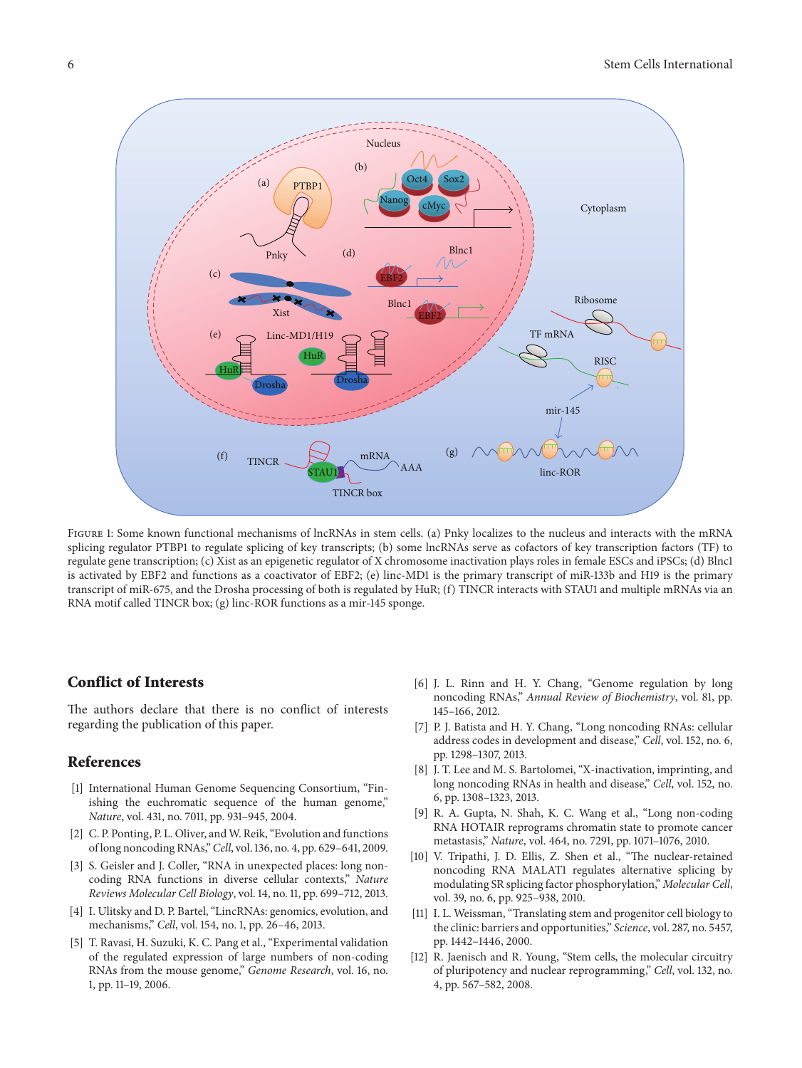Figure 1: Some known functional mechanisms of lncRNAs in stem cells. (a) Pnky localizes to the nucleus and interacts with the mRNA splicing regulator PTBP1 to regulate splicing of key transcripts; (b) some lncRNAs serve as cofactors of key transcription factors (TF) to regulate gene transcription; (c) Xist as an epigenetic regulator of X chromosome inactivation plays roles in female ESCs and iPSCs; (d) Blnc1 is activated by EBF2 and functions as a coactivator of EBF2; (e) linc-MD1 is the primary transcript of miR-133b and H19 is the primary transcript of miR-675, and the Drosha processing of both is regulated by HuR; (f) TINCR interacts with STAU1 and multiple mRNAs via an RNA motif called TINCR box; (g) linc-ROR functions as a mir-145 sponge.

## Conflict of Interests

The authors declare that there is no conflict of interests regarding the publication of this paper.

## References

[1] International Human Genome Sequencing Consortium, "Finishing the euchromatic sequence of the human genome," *Nature*, vol. 431, no. 7011, pp. 931–945, 2004.

[2] C. P. Ponting, P. L. Oliver, and W. Reik, "Evolution and functions of long noncoding RNAs," *Cell*, vol. 136, no. 4, pp. 629–641, 2009.

[3] S. Geisler and J. Coller, "RNA in unexpected places: long non-coding RNA functions in diverse cellular contexts," *Nature Reviews Molecular Cell Biology*, vol. 14, no. 11, pp. 699–712, 2013.

[4] I. Ulitsky and D. P. Bartel, "LincRNAs: genomics, evolution, and mechanisms," *Cell*, vol. 154, no. 1, pp. 26–46, 2013.

[5] T. Ravasi, H. Suzuki, K. C. Pang et al., "Experimental validation of the regulated expression of large numbers of non-coding RNAs from the mouse genome," *Genome Research*, vol. 16, no. 1, pp. 11–19, 2006.

[6] J. L. Rinn and H. Y. Chang, "Genome regulation by long noncoding RNAs," *Annual Review of Biochemistry*, vol. 81, pp. 145–166, 2012.

[7] P. J. Batista and H. Y. Chang, "Long noncoding RNAs: cellular address codes in development and disease," *Cell*, vol. 152, no. 6, pp. 1298–1307, 2013.

[8] J. T. Lee and M. S. Bartolomei, "X-inactivation, imprinting, and long noncoding RNAs in health and disease," *Cell*, vol. 152, no. 6, pp. 1308–1323, 2013.

[9] R. A. Gupta, N. Shah, K. C. Wang et al., "Long non-coding RNA HOTAIR reprograms chromatin state to promote cancer metastasis," *Nature*, vol. 464, no. 7291, pp. 1071–1076, 2010.

[10] V. Tripathi, J. D. Ellis, Z. Shen et al., "The nuclear-retained noncoding RNA MALAT1 regulates alternative splicing by modulating SR splicing factor phosphorylation," *Molecular Cell*, vol. 39, no. 6, pp. 925–938, 2010.

[11] I. L. Weissman, "Translating stem and progenitor cell biology to the clinic: barriers and opportunities," *Science*, vol. 287, no. 5457, pp. 1442–1446, 2000.

[12] R. Jaenisch and R. Young, "Stem cells, the molecular circuitry of pluripotency and nuclear reprogramming," *Cell*, vol. 132, no. 4, pp. 567–582, 2008.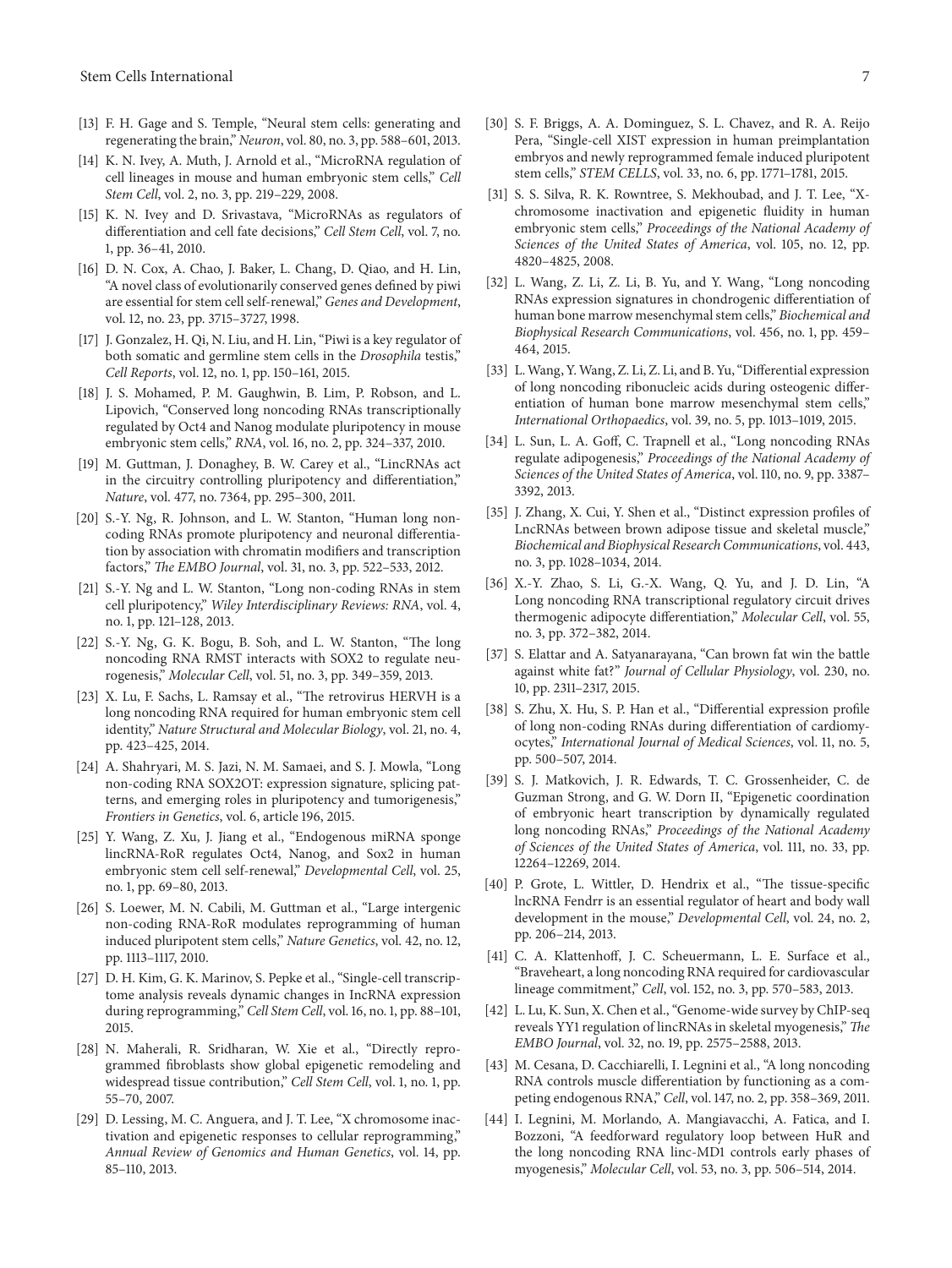[13] F. H. Gage and S. Temple, "Neural stem cells: generating and regenerating the brain," *Neuron*, vol. 80, no. 3, pp. 588–601, 2013.

[14] K. N. Ivey, A. Muth, J. Arnold et al., "MicroRNA regulation of cell lineages in mouse and human embryonic stem cells," *Cell Stem Cell*, vol. 2, no. 3, pp. 219–229, 2008.

[15] K. N. Ivey and D. Srivastava, "MicroRNAs as regulators of differentiation and cell fate decisions," *Cell Stem Cell*, vol. 7, no. 1, pp. 36–41, 2010.

[16] D. N. Cox, A. Chao, J. Baker, L. Chang, D. Qiao, and H. Lin, "A novel class of evolutionarily conserved genes defined by piwi are essential for stem cell self-renewal," *Genes and Development*, vol. 12, no. 23, pp. 3715–3727, 1998.

[17] J. Gonzalez, H. Qi, N. Liu, and H. Lin, "Piwi is a key regulator of both somatic and germline stem cells in the *Drosophila* testis," *Cell Reports*, vol. 12, no. 1, pp. 150–161, 2015.

[18] J. S. Mohamed, P. M. Gaughwin, B. Lim, P. Robson, and L. Lipovich, "Conserved long noncoding RNAs transcriptionally regulated by Oct4 and Nanog modulate pluripotency in mouse embryonic stem cells," *RNA*, vol. 16, no. 2, pp. 324–337, 2010.

[19] M. Guttman, J. Donaghey, B. W. Carey et al., "LincRNAs act in the circuitry controlling pluripotency and differentiation," *Nature*, vol. 477, no. 7364, pp. 295–300, 2011.

[20] S.-Y. Ng, R. Johnson, and L. W. Stanton, "Human long non-coding RNAs promote pluripotency and neuronal differentiation by association with chromatin modifiers and transcription factors," *The EMBO Journal*, vol. 31, no. 3, pp. 522–533, 2012.

[21] S.-Y. Ng and L. W. Stanton, "Long non-coding RNAs in stem cell pluripotency," *Wiley Interdisciplinary Reviews: RNA*, vol. 4, no. 1, pp. 121–128, 2013.

[22] S.-Y. Ng, G. K. Bogu, B. Soh, and L. W. Stanton, "The long noncoding RNA RMST interacts with SOX2 to regulate neurogenesis," *Molecular Cell*, vol. 51, no. 3, pp. 349–359, 2013.

[23] X. Lu, F. Sachs, L. Ramsay et al., "The retrovirus HERVH is a long noncoding RNA required for human embryonic stem cell identity," *Nature Structural and Molecular Biology*, vol. 21, no. 4, pp. 423–425, 2014.

[24] A. Shahryari, M. S. Jazi, N. M. Samaei, and S. J. Mowla, "Long non-coding RNA SOX2OT: expression signature, splicing patterns, and emerging roles in pluripotency and tumorigenesis," *Frontiers in Genetics*, vol. 6, article 196, 2015.

[25] Y. Wang, Z. Xu, J. Jiang et al., "Endogenous miRNA sponge lincRNA-RoR regulates Oct4, Nanog, and Sox2 in human embryonic stem cell self-renewal," *Developmental Cell*, vol. 25, no. 1, pp. 69–80, 2013.

[26] S. Loewer, M. N. Cabili, M. Guttman et al., "Large intergenic non-coding RNA-RoR modulates reprogramming of human induced pluripotent stem cells," *Nature Genetics*, vol. 42, no. 12, pp. 1113–1117, 2010.

[27] D. H. Kim, G. K. Marinov, S. Pepke et al., "Single-cell transcriptome analysis reveals dynamic changes in lncRNA expression during reprogramming," *Cell Stem Cell*, vol. 16, no. 1, pp. 88–101, 2015.

[28] N. Maherali, R. Sridharan, W. Xie et al., "Directly reprogrammed fibroblasts show global epigenetic remodeling and widespread tissue contribution," *Cell Stem Cell*, vol. 1, no. 1, pp. 55–70, 2007.

[29] D. Lessing, M. C. Anguera, and J. T. Lee, "X chromosome inactivation and epigenetic responses to cellular reprogramming," *Annual Review of Genomics and Human Genetics*, vol. 14, pp. 85–110, 2013.

[30] S. F. Briggs, A. A. Dominguez, S. L. Chavez, and R. A. Reijo Pera, "Single-cell XIST expression in human preimplantation embryos and newly reprogrammed female induced pluripotent stem cells," *STEM CELLS*, vol. 33, no. 6, pp. 1771–1781, 2015.

[31] S. S. Silva, R. K. Rowntree, S. Mekhoubad, and J. T. Lee, "X-chromosome inactivation and epigenetic fluidity in human embryonic stem cells," *Proceedings of the National Academy of Sciences of the United States of America*, vol. 105, no. 12, pp. 4820–4825, 2008.

[32] L. Wang, Z. Li, Z. Li, B. Yu, and Y. Wang, "Long noncoding RNAs expression signatures in chondrogenic differentiation of human bone marrow mesenchymal stem cells," *Biochemical and Biophysical Research Communications*, vol. 456, no. 1, pp. 459–464, 2015.

[33] L. Wang, Y. Wang, Z. Li, Z. Li, and B. Yu, "Differential expression of long noncoding ribonucleic acids during osteogenic differentiation of human bone marrow mesenchymal stem cells," *International Orthopaedics*, vol. 39, no. 5, pp. 1013–1019, 2015.

[34] L. Sun, L. A. Goff, C. Trapnell et al., "Long noncoding RNAs regulate adipogenesis," *Proceedings of the National Academy of Sciences of the United States of America*, vol. 110, no. 9, pp. 3387–3392, 2013.

[35] J. Zhang, X. Cui, Y. Shen et al., "Distinct expression profiles of LncRNAs between brown adipose tissue and skeletal muscle," *Biochemical and Biophysical Research Communications*, vol. 443, no. 3, pp. 1028–1034, 2014.

[36] X.-Y. Zhao, S. Li, G.-X. Wang, Q. Yu, and J. D. Lin, "A Long noncoding RNA transcriptional regulatory circuit drives thermogenic adipocyte differentiation," *Molecular Cell*, vol. 55, no. 3, pp. 372–382, 2014.

[37] S. Elattar and A. Satyanarayana, "Can brown fat win the battle against white fat?" *Journal of Cellular Physiology*, vol. 230, no. 10, pp. 2311–2317, 2015.

[38] S. Zhu, X. Hu, S. P. Han et al., "Differential expression profile of long non-coding RNAs during differentiation of cardiomyocytes," *International Journal of Medical Sciences*, vol. 11, no. 5, pp. 500–507, 2014.

[39] S. J. Matkovich, J. R. Edwards, T. C. Grossenheider, C. de Guzman Strong, and G. W. Dorn II, "Epigenetic coordination of embryonic heart transcription by dynamically regulated long noncoding RNAs," *Proceedings of the National Academy of Sciences of the United States of America*, vol. 111, no. 33, pp. 12264–12269, 2014.

[40] P. Grote, L. Wittler, D. Hendrix et al., "The tissue-specific lncRNA Fendrr is an essential regulator of heart and body wall development in the mouse," *Developmental Cell*, vol. 24, no. 2, pp. 206–214, 2013.

[41] C. A. Klattenhoff, J. C. Scheuermann, L. E. Surface et al., "Braveheart, a long noncoding RNA required for cardiovascular lineage commitment," *Cell*, vol. 152, no. 3, pp. 570–583, 2013.

[42] L. Lu, K. Sun, X. Chen et al., "Genome-wide survey by ChIP-seq reveals YY1 regulation of lincRNAs in skeletal myogenesis," *The EMBO Journal*, vol. 32, no. 19, pp. 2575–2588, 2013.

[43] M. Cesana, D. Cacchiarelli, I. Legnini et al., "A long noncoding RNA controls muscle differentiation by functioning as a competing endogenous RNA," *Cell*, vol. 147, no. 2, pp. 358–369, 2011.

[44] I. Legnini, M. Morlando, A. Mangiavacchi, A. Fatica, and I. Bozzoni, "A feedforward regulatory loop between HuR and the long noncoding RNA linc-MD1 controls early phases of myogenesis," *Molecular Cell*, vol. 53, no. 3, pp. 506–514, 2014.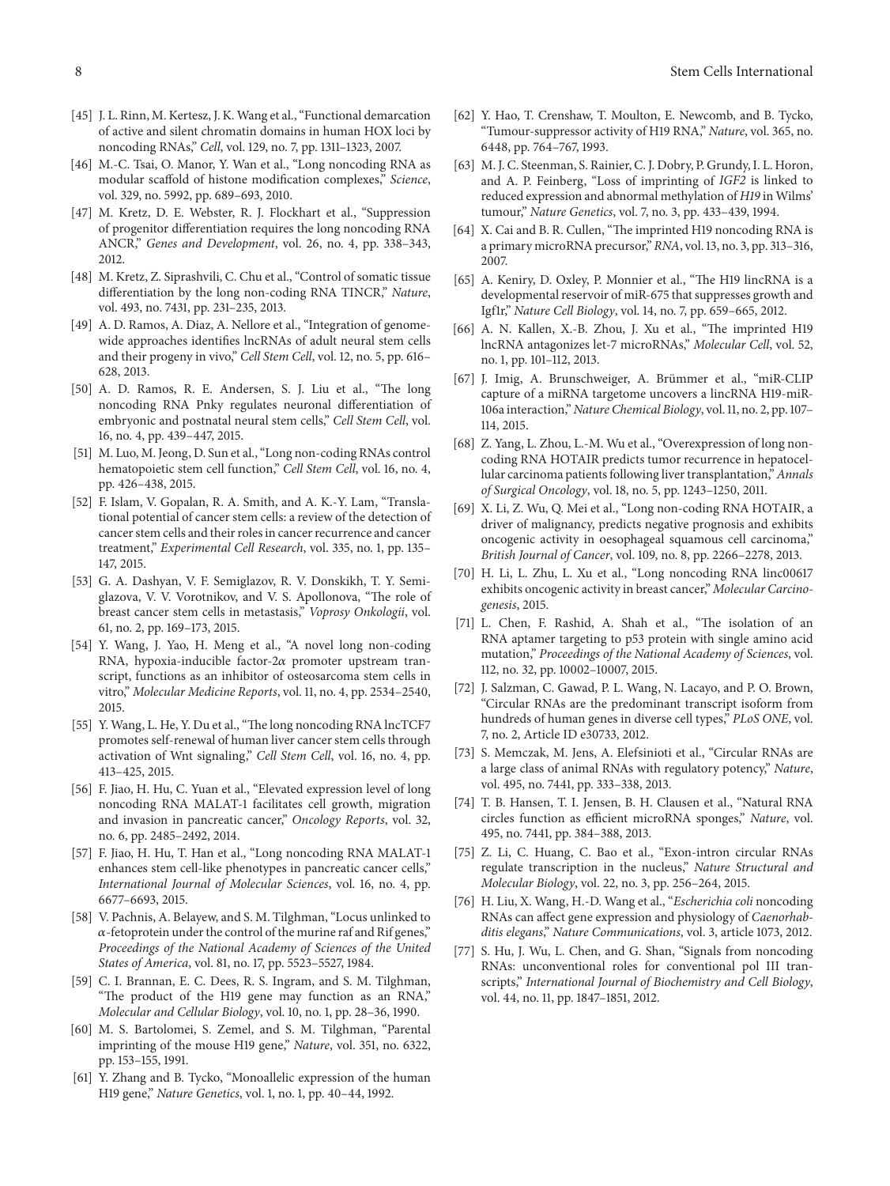[45] J. L. Rinn, M. Kertesz, J. K. Wang et al., "Functional demarcation of active and silent chromatin domains in human HOX loci by noncoding RNAs," *Cell*, vol. 129, no. 7, pp. 1311–1323, 2007.

[46] M.-C. Tsai, O. Manor, Y. Wan et al., "Long noncoding RNA as modular scaffold of histone modification complexes," *Science*, vol. 329, no. 5992, pp. 689–693, 2010.

[47] M. Kretz, D. E. Webster, R. J. Flockhart et al., "Suppression of progenitor differentiation requires the long noncoding RNA ANCR," *Genes and Development*, vol. 26, no. 4, pp. 338–343, 2012.

[48] M. Kretz, Z. Siprashvili, C. Chu et al., "Control of somatic tissue differentiation by the long non-coding RNA TINCR," *Nature*, vol. 493, no. 7431, pp. 231–235, 2013.

[49] A. D. Ramos, A. Diaz, A. Nellore et al., "Integration of genome-wide approaches identifies lncRNAs of adult neural stem cells and their progeny in vivo," *Cell Stem Cell*, vol. 12, no. 5, pp. 616–628, 2013.

[50] A. D. Ramos, R. E. Andersen, S. J. Liu et al., "The long noncoding RNA Pnky regulates neuronal differentiation of embryonic and postnatal neural stem cells," *Cell Stem Cell*, vol. 16, no. 4, pp. 439–447, 2015.

[51] M. Luo, M. Jeong, D. Sun et al., "Long non-coding RNAs control hematopoietic stem cell function," *Cell Stem Cell*, vol. 16, no. 4, pp. 426–438, 2015.

[52] F. Islam, V. Gopalan, R. A. Smith, and A. K.-Y. Lam, "Translational potential of cancer stem cells: a review of the detection of cancer stem cells and their roles in cancer recurrence and cancer treatment," *Experimental Cell Research*, vol. 335, no. 1, pp. 135–147, 2015.

[53] G. A. Dashyan, V. F. Semiglazov, R. V. Donskikh, T. Y. Semiglazova, V. V. Vorotnikov, and V. S. Apollonova, "The role of breast cancer stem cells in metastasis," *Voprosy Onkologii*, vol. 61, no. 2, pp. 169–173, 2015.

[54] Y. Wang, J. Yao, H. Meng et al., "A novel long non-coding RNA, hypoxia-inducible factor-2$\alpha$ promoter upstream transcript, functions as an inhibitor of osteosarcoma stem cells in vitro," *Molecular Medicine Reports*, vol. 11, no. 4, pp. 2534–2540, 2015.

[55] Y. Wang, L. He, Y. Du et al., "The long noncoding RNA lncTCF7 promotes self-renewal of human liver cancer stem cells through activation of Wnt signaling," *Cell Stem Cell*, vol. 16, no. 4, pp. 413–425, 2015.

[56] F. Jiao, H. Hu, C. Yuan et al., "Elevated expression level of long noncoding RNA MALAT-1 facilitates cell growth, migration and invasion in pancreatic cancer," *Oncology Reports*, vol. 32, no. 6, pp. 2485–2492, 2014.

[57] F. Jiao, H. Hu, T. Han et al., "Long noncoding RNA MALAT-1 enhances stem cell-like phenotypes in pancreatic cancer cells," *International Journal of Molecular Sciences*, vol. 16, no. 4, pp. 6677–6693, 2015.

[58] V. Pachnis, A. Belayew, and S. M. Tilghman, "Locus unlinked to $\alpha$-fetoprotein under the control of the murine raf and Rif genes," *Proceedings of the National Academy of Sciences of the United States of America*, vol. 81, no. 17, pp. 5523–5527, 1984.

[59] C. I. Brannan, E. C. Dees, R. S. Ingram, and S. M. Tilghman, "The product of the H19 gene may function as an RNA," *Molecular and Cellular Biology*, vol. 10, no. 1, pp. 28–36, 1990.

[60] M. S. Bartolomei, S. Zemel, and S. M. Tilghman, "Parental imprinting of the mouse H19 gene," *Nature*, vol. 351, no. 6322, pp. 153–155, 1991.

[61] Y. Zhang and B. Tycko, "Monoallelic expression of the human H19 gene," *Nature Genetics*, vol. 1, no. 1, pp. 40–44, 1992.

[62] Y. Hao, T. Crenshaw, T. Moulton, E. Newcomb, and B. Tycko, "Tumour-suppressor activity of H19 RNA," *Nature*, vol. 365, no. 6448, pp. 764–767, 1993.

[63] M. J. C. Steenman, S. Rainier, C. J. Dobry, P. Grundy, I. L. Horon, and A. P. Feinberg, "Loss of imprinting of *IGF2* is linked to reduced expression and abnormal methylation of *H19* in Wilms' tumour," *Nature Genetics*, vol. 7, no. 3, pp. 433–439, 1994.

[64] X. Cai and B. R. Cullen, "The imprinted H19 noncoding RNA is a primary microRNA precursor," *RNA*, vol. 13, no. 3, pp. 313–316, 2007.

[65] A. Keniry, D. Oxley, P. Monnier et al., "The H19 lincRNA is a developmental reservoir of miR-675 that suppresses growth and Igf1r," *Nature Cell Biology*, vol. 14, no. 7, pp. 659–665, 2012.

[66] A. N. Kallen, X.-B. Zhou, J. Xu et al., "The imprinted H19 lncRNA antagonizes let-7 microRNAs," *Molecular Cell*, vol. 52, no. 1, pp. 101–112, 2013.

[67] J. Imig, A. Brunschweiger, A. Brümmer et al., "miR-CLIP capture of a miRNA targetome uncovers a lincRNA H19-miR-106a interaction," *Nature Chemical Biology*, vol. 11, no. 2, pp. 107–114, 2015.

[68] Z. Yang, L. Zhou, L.-M. Wu et al., "Overexpression of long non-coding RNA HOTAIR predicts tumor recurrence in hepatocellular carcinoma patients following liver transplantation," *Annals of Surgical Oncology*, vol. 18, no. 5, pp. 1243–1250, 2011.

[69] X. Li, Z. Wu, Q. Mei et al., "Long non-coding RNA HOTAIR, a driver of malignancy, predicts negative prognosis and exhibits oncogenic activity in oesophageal squamous cell carcinoma," *British Journal of Cancer*, vol. 109, no. 8, pp. 2266–2278, 2013.

[70] H. Li, L. Zhu, L. Xu et al., "Long noncoding RNA linc00617 exhibits oncogenic activity in breast cancer," *Molecular Carcinogenesis*, 2015.

[71] L. Chen, F. Rashid, A. Shah et al., "The isolation of an RNA aptamer targeting to p53 protein with single amino acid mutation," *Proceedings of the National Academy of Sciences*, vol. 112, no. 32, pp. 10002–10007, 2015.

[72] J. Salzman, C. Gawad, P. L. Wang, N. Lacayo, and P. O. Brown, "Circular RNAs are the predominant transcript isoform from hundreds of human genes in diverse cell types," *PLoS ONE*, vol. 7, no. 2, Article ID e30733, 2012.

[73] S. Memczak, M. Jens, A. Elefsinioti et al., "Circular RNAs are a large class of animal RNAs with regulatory potency," *Nature*, vol. 495, no. 7441, pp. 333–338, 2013.

[74] T. B. Hansen, T. I. Jensen, B. H. Clausen et al., "Natural RNA circles function as efficient microRNA sponges," *Nature*, vol. 495, no. 7441, pp. 384–388, 2013.

[75] Z. Li, C. Huang, C. Bao et al., "Exon-intron circular RNAs regulate transcription in the nucleus," *Nature Structural and Molecular Biology*, vol. 22, no. 3, pp. 256–264, 2015.

[76] H. Liu, X. Wang, H.-D. Wang et al., "*Escherichia coli* noncoding RNAs can affect gene expression and physiology of *Caenorhabditis elegans*," *Nature Communications*, vol. 3, article 1073, 2012.

[77] S. Hu, J. Wu, L. Chen, and G. Shan, "Signals from noncoding RNAs: unconventional roles for conventional pol III transcripts," *International Journal of Biochemistry and Cell Biology*, vol. 44, no. 11, pp. 1847–1851, 2012.